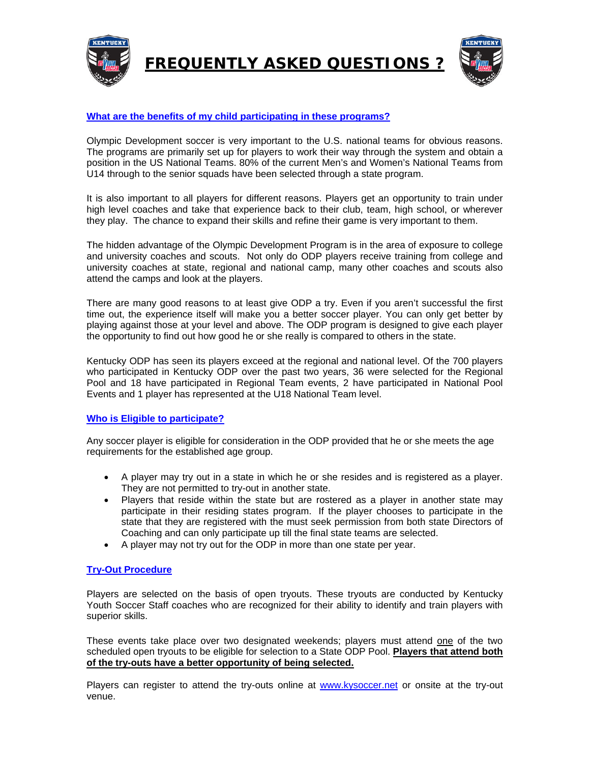# FREQUENTLY ASKED QUESTIONS ?

## What are the benefits of my child participating in these programs?

Olympic Development soccer is very important to the U.S. national teams for obvious reasons. The programs are primarily set up for players to work their way through the system and obtain a position in the US National Teams. 80% of the current Men's and Women's National Teams from U14 through to the senior squads have been selected through a state program.

It is also important to all players for different reasons. Players get an opportunity to train under high level coaches and take that experience back to their club, team, high school, or wherever they play. The chance to expand their skills and refine their game is very important to them.

The hidden advantage of the Olympic Development Program is in the area of exposure to college and university coaches and scouts. Not only do ODP players receive training from college and university coaches at state, regional and national camp, many other coaches and scouts also attend the camps and look at the players.

There are many good reasons to at least give ODP a try. Even if you aren't successful the first time out, the experience itself will make you a better soccer player. You can only get better by playing against those at your level and above. The ODP program is designed to give each player the opportunity to find out how good he or she really is compared to others in the state.

Kentucky ODP has seen its players exceed at the regional and national level. Of the 700 players who participated in Kentucky ODP over the past two years, 36 were selected for the Regional Pool and 18 have participated in Regional Team events, 2 have participated in National Pool Events and 1 player has represented at the U18 National Team level.

## Who is Eligible to participate?

Any soccer player is eligible for consideration in the ODP provided that he or she meets the age requirements for the established age group.

- A player may try out in a state in which he or she resides and is registered as a player. They are not permitted to try-out in another state.
- Players that reside within the state but are rostered as a player in another state may participate in their residing states program. If the player chooses to participate in the state that they are registered with the must seek permission from both state Directors of Coaching and can only participate up till the final state teams are selected.
- A player may not try out for the ODP in more than one state per year.

## Try-Out Procedure

Players are selected on the basis of open tryouts. These tryouts are conducted by Kentucky Youth Soccer Staff coaches who are recognized for their ability to identify and train players with superior skills.

These events take place over two designated weekends; players must attend one of the two scheduled open tryouts to be eligible for selection to a State ODP Pool. **Players that attend both of the try-outs have a better opportunity of being selected.**

Players can register to attend the try-outs online at www.kysoccer.net or onsite at the try-out venue.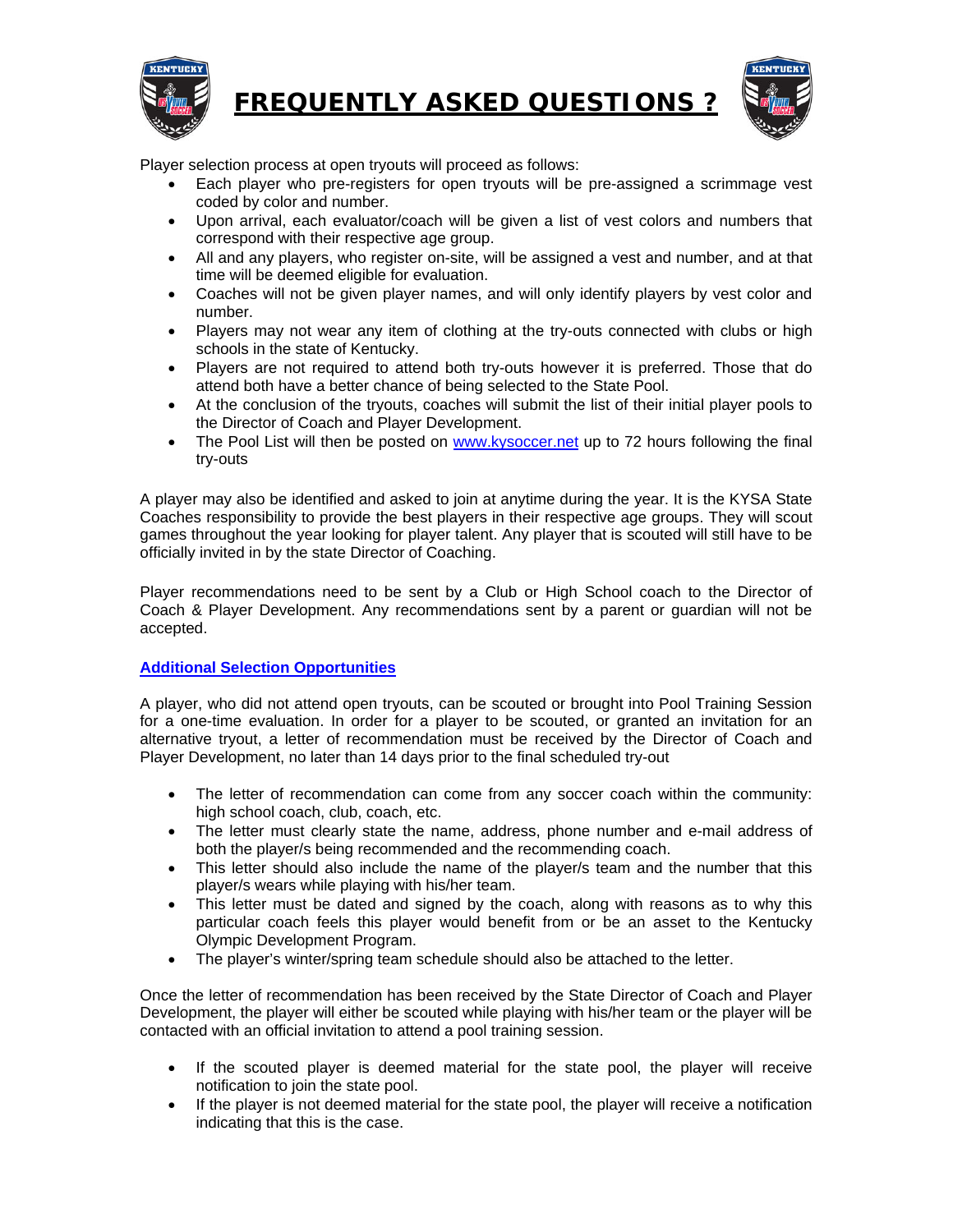# FREQUENTLY ASKED QUESTIONS ?

Player selection process at open tryouts will proceed as follows:

- Each player who pre-registers for open tryouts will be pre-assigned a scrimmage vest coded by color and number.
- Upon arrival, each evaluator/coach will be given a list of vest colors and numbers that correspond with their respective age group.
- All and any players, who register on-site, will be assigned a vest and number, and at that time will be deemed eligible for evaluation.
- Coaches will not be given player names, and will only identify players by vest color and number.
- Players may not wear any item of clothing at the try-outs connected with clubs or high schools in the state of Kentucky.
- Players are not required to attend both try-outs however it is preferred. Those that do attend both have a better chance of being selected to the State Pool.
- At the conclusion of the tryouts, coaches will submit the list of their initial player pools to the Director of Coach and Player Development.
- The Pool List will then be posted on [www.kysoccer.net](http://www.kysoccer.net) up to 72 hours following the final try-outs

A player may also be identified and asked to join at anytime during the year. It is the KYSA State Coaches responsibility to provide the best players in their respective age groups. They will scout games throughout the year looking for player talent. Any player that is scouted will still have to be officially invited in by the state Director of Coaching.

Player recommendations need to be sent by a Club or High School coach to the Director of Coach & Player Development. Any recommendations sent by a parent or guardian will not be accepted.

## Additional Selection Opportunities

A player, who did not attend open tryouts, can be scouted or brought into Pool Training Session for a one-time evaluation. In order for a player to be scouted, or granted an invitation for an alternative tryout, a letter of recommendation must be received by the Director of Coach and Player Development, no later than 14 days prior to the final scheduled try-out

- The letter of recommendation can come from any soccer coach within the community: high school coach, club, coach, etc.
- The letter must clearly state the name, address, phone number and e-mail address of both the player/s being recommended and the recommending coach.
- This letter should also include the name of the player/s team and the number that this player/s wears while playing with his/her team.
- This letter must be dated and signed by the coach, along with reasons as to why this particular coach feels this player would benefit from or be an asset to the Kentucky Olympic Development Program.
- The player's winter/spring team schedule should also be attached to the letter.

Once the letter of recommendation has been received by the State Director of Coach and Player Development, the player will either be scouted while playing with his/her team or the player will be contacted with an official invitation to attend a pool training session.

- If the scouted player is deemed material for the state pool, the player will receive notification to join the state pool.
- If the player is not deemed material for the state pool, the player will receive a notification indicating that this is the case.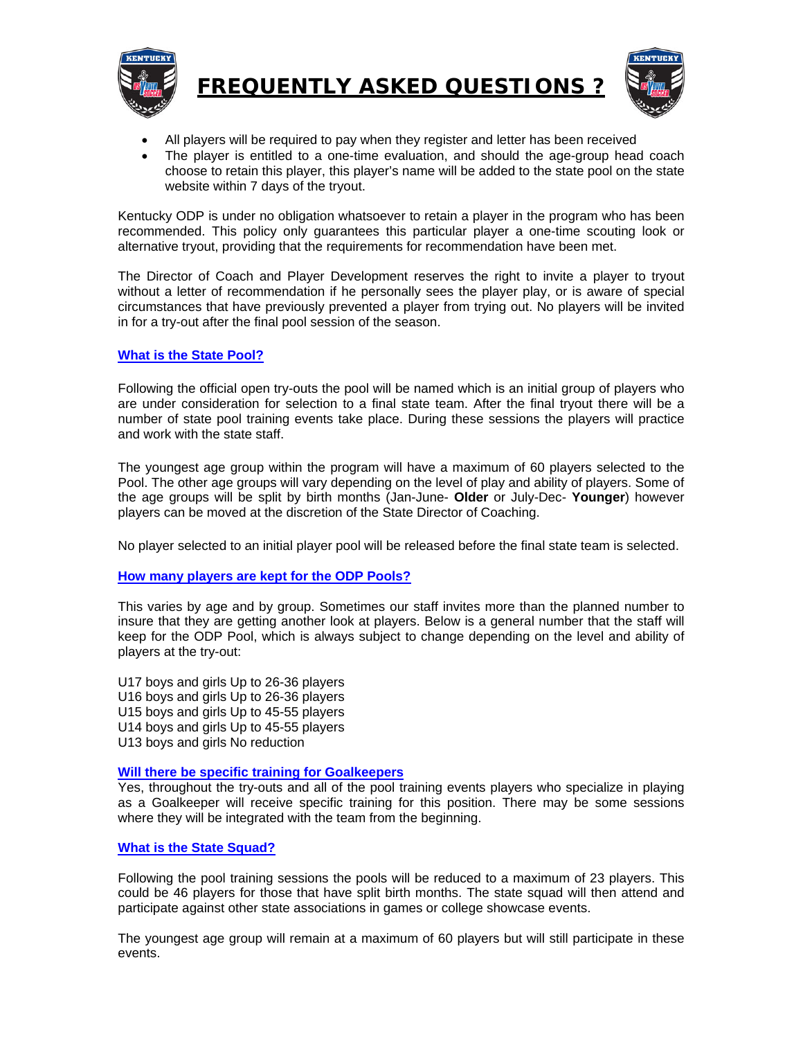# FREQUENTLY ASKED QUESTIONS ?

- All players will be required to pay when they register and letter has been received
- The player is entitled to a one-time evaluation, and should the age-group head coach choose to retain this player, this player's name will be added to the state pool on the state website within 7 days of the tryout.

Kentucky ODP is under no obligation whatsoever to retain a player in the program who has been recommended. This policy only guarantees this particular player a one-time scouting look or alternative tryout, providing that the requirements for recommendation have been met.

The Director of Coach and Player Development reserves the right to invite a player to tryout without a letter of recommendation if he personally sees the player play, or is aware of special circumstances that have previously prevented a player from trying out. No players will be invited in for a try-out after the final pool session of the season.

## What is the State Pool?

Following the official open try-outs the pool will be named which is an initial group of players who are under consideration for selection to a final state team. After the final tryout there will be a number of state pool training events take place. During these sessions the players will practice and work with the state staff.

The youngest age group within the program will have a maximum of 60 players selected to the Pool. The other age groups will vary depending on the level of play and ability of players. Some of the age groups will be split by birth months (Jan-June- **Older** or July-Dec- **Younger**) however players can be moved at the discretion of the State Director of Coaching.

No player selected to an initial player pool will be released before the final state team is selected.

## How many players are kept for the ODP Pools?

This varies by age and by group. Sometimes our staff invites more than the planned number to insure that they are getting another look at players. Below is a general number that the staff will keep for the ODP Pool, which is always subject to change depending on the level and ability of players at the try-out:

U17 boys and girls Up to 26-36 players
U16 boys and girls Up to 26-36 players
U15 boys and girls Up to 45-55 players
U14 boys and girls Up to 45-55 players
U13 boys and girls No reduction

## Will there be specific training for Goalkeepers

Yes, throughout the try-outs and all of the pool training events players who specialize in playing as a Goalkeeper will receive specific training for this position. There may be some sessions where they will be integrated with the team from the beginning.

## What is the State Squad?

Following the pool training sessions the pools will be reduced to a maximum of 23 players. This could be 46 players for those that have split birth months. The state squad will then attend and participate against other state associations in games or college showcase events.

The youngest age group will remain at a maximum of 60 players but will still participate in these events.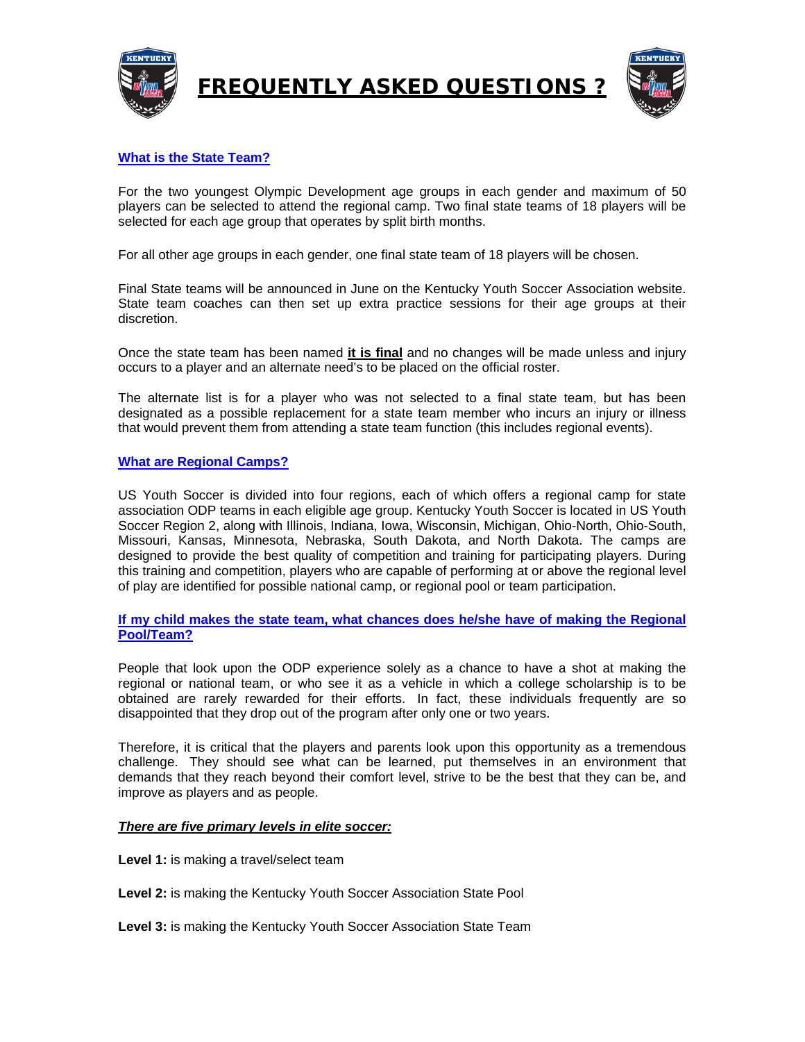# FREQUENTLY ASKED QUESTIONS ?

**What is the State Team?**

For the two youngest Olympic Development age groups in each gender and maximum of 50 players can be selected to attend the regional camp. Two final state teams of 18 players will be selected for each age group that operates by split birth months.

For all other age groups in each gender, one final state team of 18 players will be chosen.

Final State teams will be announced in June on the Kentucky Youth Soccer Association website. State team coaches can then set up extra practice sessions for their age groups at their discretion.

Once the state team has been named **it is final** and no changes will be made unless and injury occurs to a player and an alternate need's to be placed on the official roster.

The alternate list is for a player who was not selected to a final state team, but has been designated as a possible replacement for a state team member who incurs an injury or illness that would prevent them from attending a state team function (this includes regional events).

**What are Regional Camps?**

US Youth Soccer is divided into four regions, each of which offers a regional camp for state association ODP teams in each eligible age group. Kentucky Youth Soccer is located in US Youth Soccer Region 2, along with Illinois, Indiana, Iowa, Wisconsin, Michigan, Ohio-North, Ohio-South, Missouri, Kansas, Minnesota, Nebraska, South Dakota, and North Dakota. The camps are designed to provide the best quality of competition and training for participating players. During this training and competition, players who are capable of performing at or above the regional level of play are identified for possible national camp, or regional pool or team participation.

**If my child makes the state team, what chances does he/she have of making the Regional Pool/Team?**

People that look upon the ODP experience solely as a chance to have a shot at making the regional or national team, or who see it as a vehicle in which a college scholarship is to be obtained are rarely rewarded for their efforts. In fact, these individuals frequently are so disappointed that they drop out of the program after only one or two years.

Therefore, it is critical that the players and parents look upon this opportunity as a tremendous challenge. They should see what can be learned, put themselves in an environment that demands that they reach beyond their comfort level, strive to be the best that they can be, and improve as players and as people.

***There are five primary levels in elite soccer:***

**Level 1:** is making a travel/select team

**Level 2:** is making the Kentucky Youth Soccer Association State Pool

**Level 3:** is making the Kentucky Youth Soccer Association State Team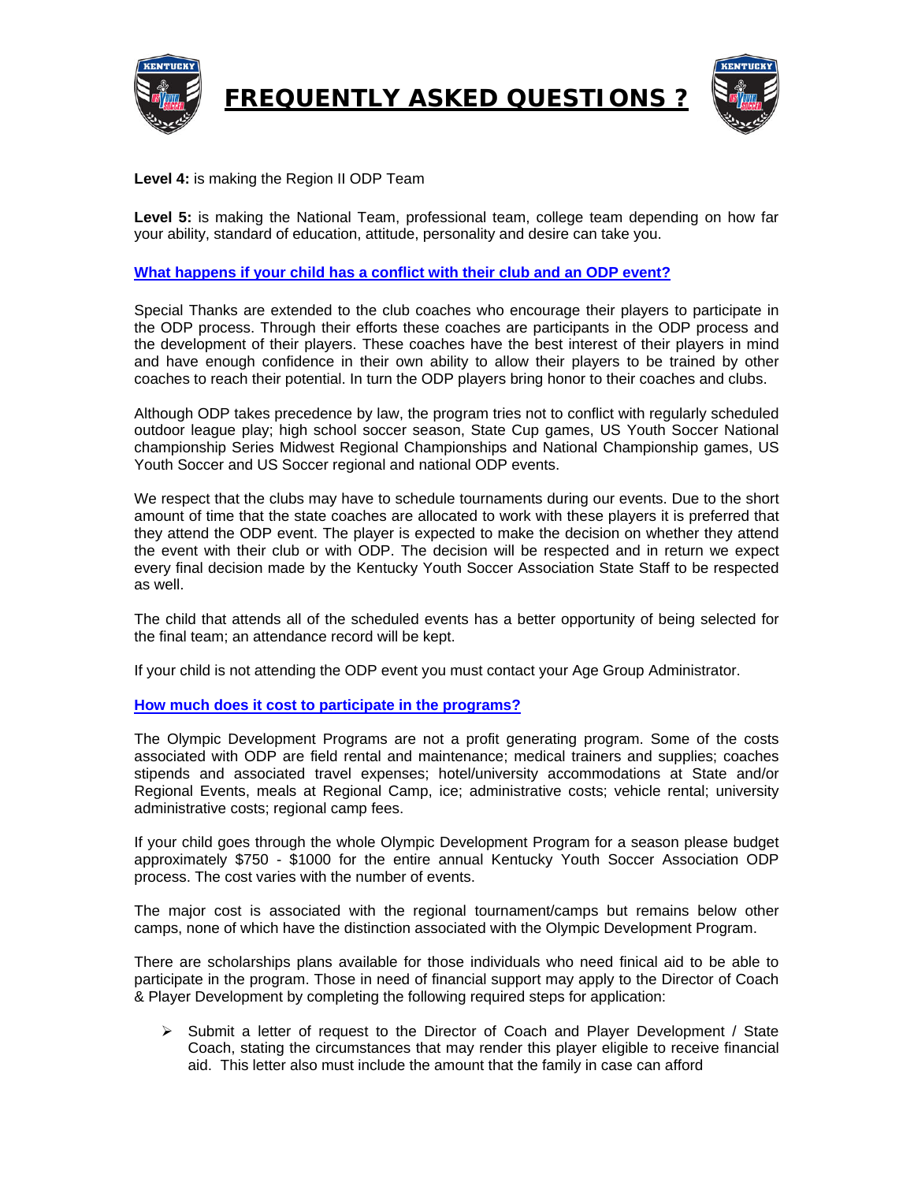**Level 4:** is making the Region II ODP Team

**Level 5:** is making the National Team, professional team, college team depending on how far your ability, standard of education, attitude, personality and desire can take you.

### What happens if your child has a conflict with their club and an ODP event?

Special Thanks are extended to the club coaches who encourage their players to participate in the ODP process. Through their efforts these coaches are participants in the ODP process and the development of their players. These coaches have the best interest of their players in mind and have enough confidence in their own ability to allow their players to be trained by other coaches to reach their potential. In turn the ODP players bring honor to their coaches and clubs.

Although ODP takes precedence by law, the program tries not to conflict with regularly scheduled outdoor league play; high school soccer season, State Cup games, US Youth Soccer National championship Series Midwest Regional Championships and National Championship games, US Youth Soccer and US Soccer regional and national ODP events.

We respect that the clubs may have to schedule tournaments during our events. Due to the short amount of time that the state coaches are allocated to work with these players it is preferred that they attend the ODP event. The player is expected to make the decision on whether they attend the event with their club or with ODP. The decision will be respected and in return we expect every final decision made by the Kentucky Youth Soccer Association State Staff to be respected as well.

The child that attends all of the scheduled events has a better opportunity of being selected for the final team; an attendance record will be kept.

If your child is not attending the ODP event you must contact your Age Group Administrator.

### How much does it cost to participate in the programs?

The Olympic Development Programs are not a profit generating program. Some of the costs associated with ODP are field rental and maintenance; medical trainers and supplies; coaches stipends and associated travel expenses; hotel/university accommodations at State and/or Regional Events, meals at Regional Camp, ice; administrative costs; vehicle rental; university administrative costs; regional camp fees.

If your child goes through the whole Olympic Development Program for a season please budget approximately $750 - $1000 for the entire annual Kentucky Youth Soccer Association ODP process. The cost varies with the number of events.

The major cost is associated with the regional tournament/camps but remains below other camps, none of which have the distinction associated with the Olympic Development Program.

There are scholarships plans available for those individuals who need finical aid to be able to participate in the program. Those in need of financial support may apply to the Director of Coach & Player Development by completing the following required steps for application:

- Submit a letter of request to the Director of Coach and Player Development / State Coach, stating the circumstances that may render this player eligible to receive financial aid. This letter also must include the amount that the family in case can afford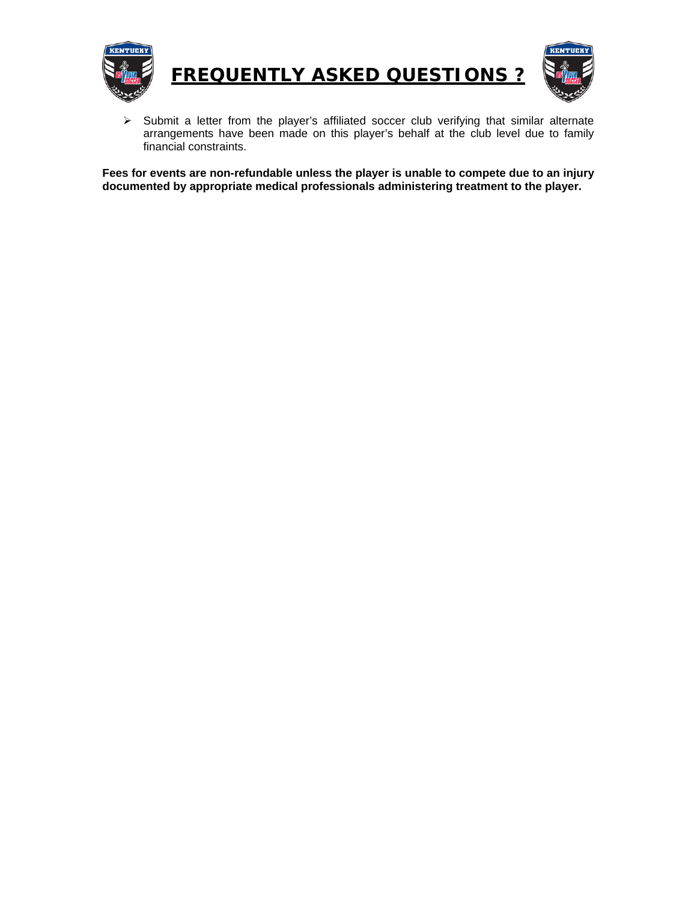# FREQUENTLY ASKED QUESTIONS ?

- Submit a letter from the player's affiliated soccer club verifying that similar alternate arrangements have been made on this player's behalf at the club level due to family financial constraints.

**Fees for events are non-refundable unless the player is unable to compete due to an injury documented by appropriate medical professionals administering treatment to the player.**